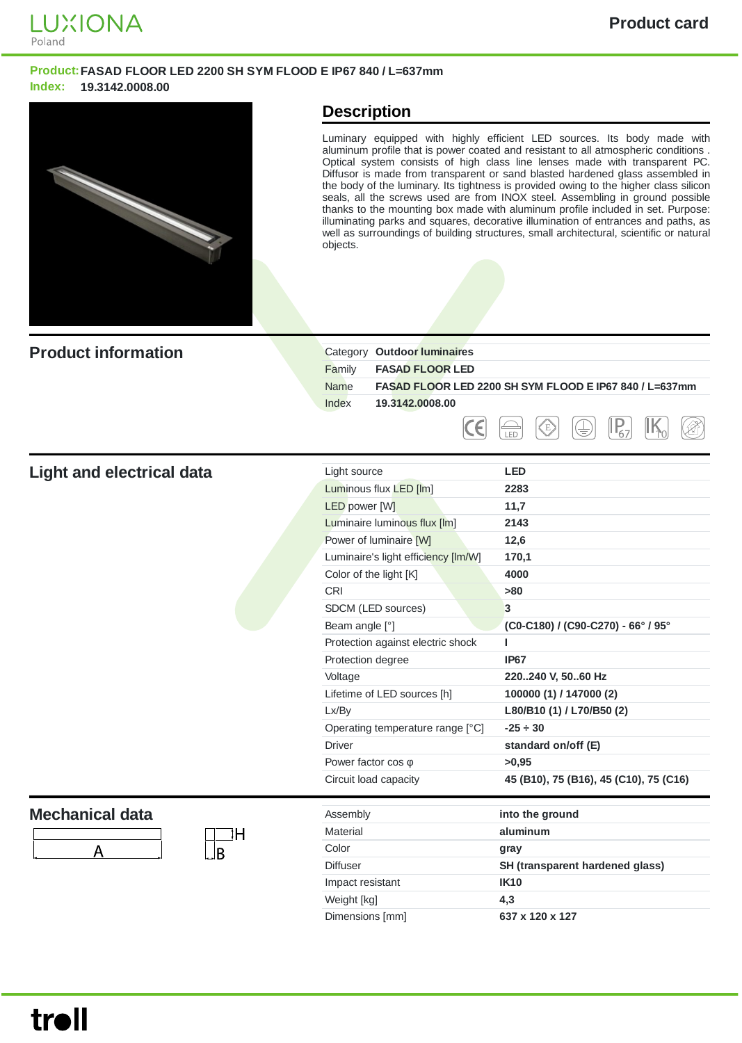LUXIONA Poland

Product card

**Product:** FASAD FLOOR LED 2200 SH SYM FLOOD E IP67 840 / L=637mm
**Index:** 19.3142.0008.00

## Description

Luminary equipped with highly efficient LED sources. Its body made with aluminum profile that is power coated and resistant to all atmospheric conditions . Optical system consists of high class line lenses made with transparent PC. Diffusor is made from transparent or sand blasted hardened glass assembled in the body of the luminary. Its tightness is provided owing to the higher class silicon seals, all the screws used are from INOX steel. Assembling in ground possible thanks to the mounting box made with aluminum profile included in set. Purpose: illuminating parks and squares, decorative illumination of entrances and paths, as well as surroundings of building structures, small architectural, scientific or natural objects.

## Product information

| | |
|---|---|
| Category | **Outdoor luminaires** |
| Family | **FASAD FLOOR LED** |
| Name | **FASAD FLOOR LED 2200 SH SYM FLOOD E IP67 840 / L=637mm** |
| Index | **19.3142.0008.00** |

## Light and electrical data

| | |
|---|---|
| Light source | **LED** |
| Luminous flux LED [lm] | **2283** |
| LED power [W] | **11,7** |
| Luminaire luminous flux [lm] | **2143** |
| Power of luminaire [W] | **12,6** |
| Luminaire's light efficiency [lm/W] | **170,1** |
| Color of the light [K] | **4000** |
| CRI | **>80** |
| SDCM (LED sources) | **3** |
| Beam angle [°] | **(C0-C180) / (C90-C270) - 66° / 95°** |
| Protection against electric shock | **I** |
| Protection degree | **IP67** |
| Voltage | **220..240 V, 50..60 Hz** |
| Lifetime of LED sources [h] | **100000 (1) / 147000 (2)** |
| Lx/By | **L80/B10 (1) / L70/B50 (2)** |
| Operating temperature range [°C] | **-25 ÷ 30** |
| Driver | **standard on/off (E)** |
| Power factor cos φ | **>0,95** |
| Circuit load capacity | **45 (B10), 75 (B16), 45 (C10), 75 (C16)** |

## Mechanical data

| | |
|---|---|
| Assembly | **into the ground** |
| Material | **aluminum** |
| Color | **gray** |
| Diffuser | **SH (transparent hardened glass)** |
| Impact resistant | **IK10** |
| Weight [kg] | **4,3** |
| Dimensions [mm] | **637 x 120 x 127** |

troll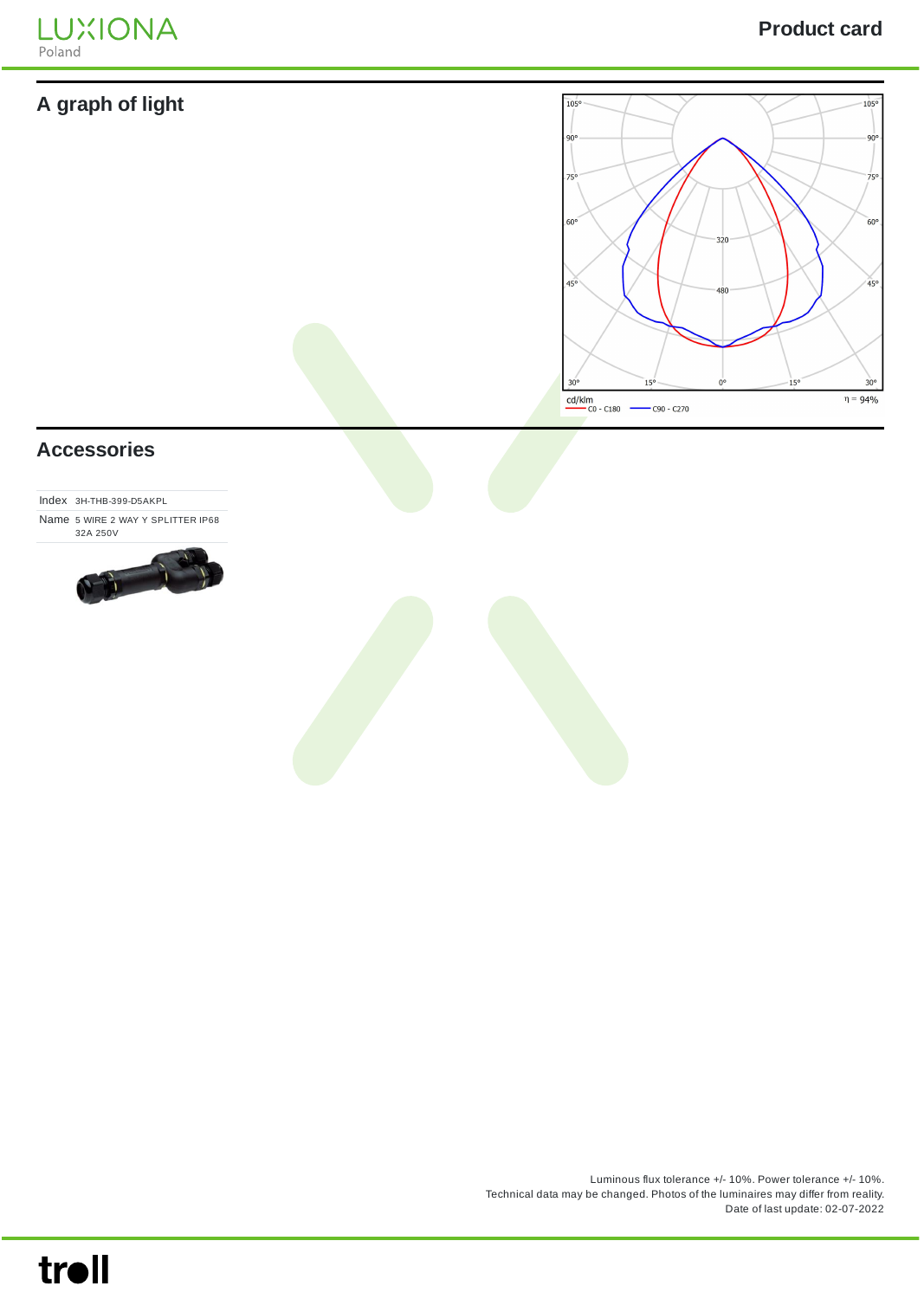## A graph of light

105°
90°
75°
60°
45°
30°
15°
0°
320
480
cd/klm
C0 - C180
C90 - C270
η = 94%

## Accessories

| | |
|---|---|
| Index | 3H-THB-399-D5AKPL |
| Name | 5 WIRE 2 WAY Y SPLITTER IP68 32A 250V |

Luminous flux tolerance +/- 10%. Power tolerance +/- 10%.
Technical data may be changed. Photos of the luminaires may differ from reality.
Date of last update: 02-07-2022